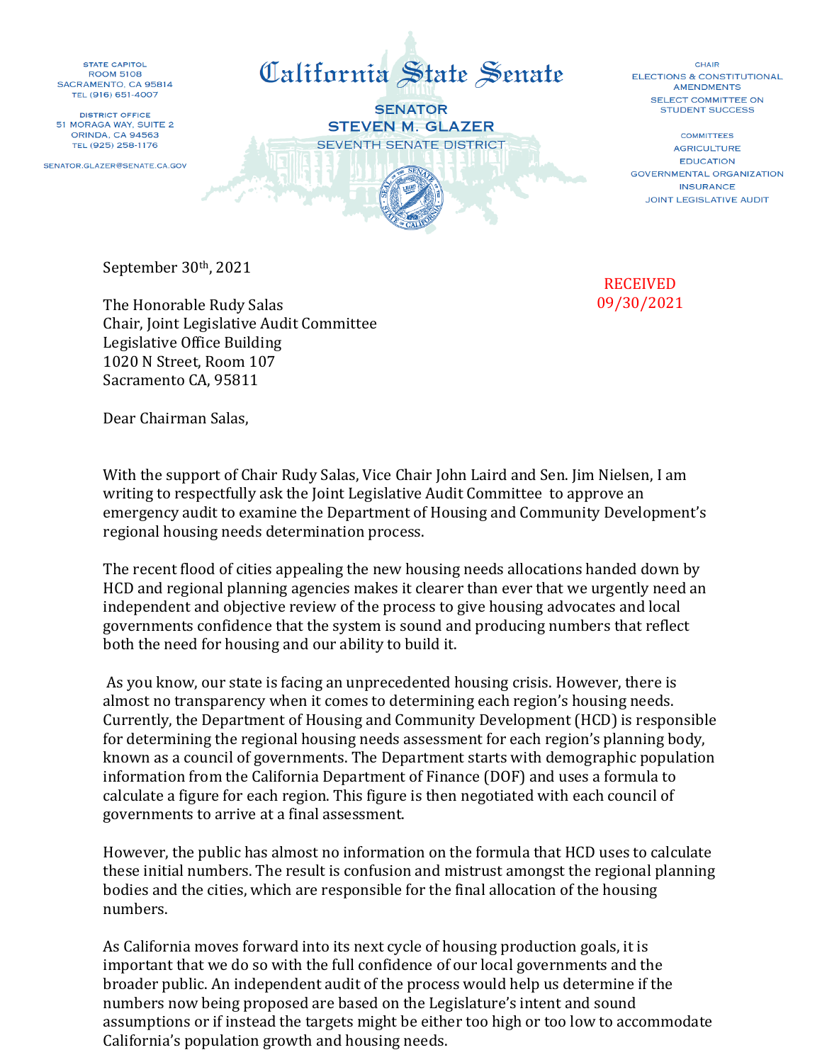STATE CAPITOL
ROOM 5108
SACRAMENTO, CA 95814
TEL (916) 651-4007

DISTRICT OFFICE
51 MORAGA WAY, SUITE 2
ORINDA, CA 94563
TEL (925) 258-1176

SENATOR.GLAZER@SENATE.CA.GOV

# California State Senate

**SENATOR**
**STEVEN M. GLAZER**
SEVENTH SENATE DISTRICT

CHAIR
ELECTIONS & CONSTITUTIONAL AMENDMENTS
SELECT COMMITTEE ON STUDENT SUCCESS

COMMITTEES
AGRICULTURE
EDUCATION
GOVERNMENTAL ORGANIZATION
INSURANCE
JOINT LEGISLATIVE AUDIT

September 30th, 2021

RECEIVED
09/30/2021

The Honorable Rudy Salas
Chair, Joint Legislative Audit Committee
Legislative Office Building
1020 N Street, Room 107
Sacramento CA, 95811

Dear Chairman Salas,

With the support of Chair Rudy Salas, Vice Chair John Laird and Sen. Jim Nielsen, I am writing to respectfully ask the Joint Legislative Audit Committee to approve an emergency audit to examine the Department of Housing and Community Development's regional housing needs determination process.

The recent flood of cities appealing the new housing needs allocations handed down by HCD and regional planning agencies makes it clearer than ever that we urgently need an independent and objective review of the process to give housing advocates and local governments confidence that the system is sound and producing numbers that reflect both the need for housing and our ability to build it.

As you know, our state is facing an unprecedented housing crisis. However, there is almost no transparency when it comes to determining each region's housing needs. Currently, the Department of Housing and Community Development (HCD) is responsible for determining the regional housing needs assessment for each region's planning body, known as a council of governments. The Department starts with demographic population information from the California Department of Finance (DOF) and uses a formula to calculate a figure for each region. This figure is then negotiated with each council of governments to arrive at a final assessment.

However, the public has almost no information on the formula that HCD uses to calculate these initial numbers. The result is confusion and mistrust amongst the regional planning bodies and the cities, which are responsible for the final allocation of the housing numbers.

As California moves forward into its next cycle of housing production goals, it is important that we do so with the full confidence of our local governments and the broader public. An independent audit of the process would help us determine if the numbers now being proposed are based on the Legislature's intent and sound assumptions or if instead the targets might be either too high or too low to accommodate California's population growth and housing needs.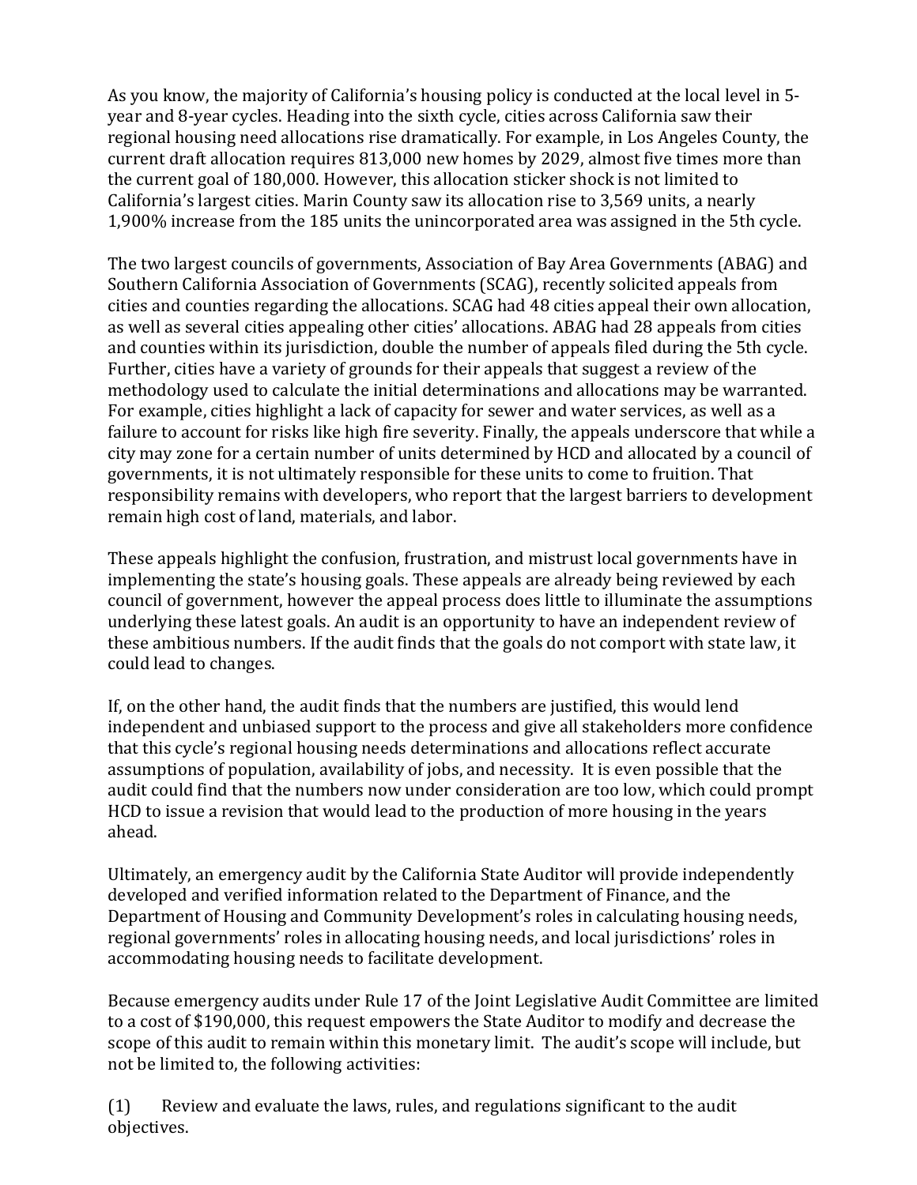As you know, the majority of California's housing policy is conducted at the local level in 5-year and 8-year cycles. Heading into the sixth cycle, cities across California saw their regional housing need allocations rise dramatically. For example, in Los Angeles County, the current draft allocation requires 813,000 new homes by 2029, almost five times more than the current goal of 180,000. However, this allocation sticker shock is not limited to California's largest cities. Marin County saw its allocation rise to 3,569 units, a nearly 1,900% increase from the 185 units the unincorporated area was assigned in the 5th cycle.

The two largest councils of governments, Association of Bay Area Governments (ABAG) and Southern California Association of Governments (SCAG), recently solicited appeals from cities and counties regarding the allocations. SCAG had 48 cities appeal their own allocation, as well as several cities appealing other cities' allocations. ABAG had 28 appeals from cities and counties within its jurisdiction, double the number of appeals filed during the 5th cycle. Further, cities have a variety of grounds for their appeals that suggest a review of the methodology used to calculate the initial determinations and allocations may be warranted. For example, cities highlight a lack of capacity for sewer and water services, as well as a failure to account for risks like high fire severity. Finally, the appeals underscore that while a city may zone for a certain number of units determined by HCD and allocated by a council of governments, it is not ultimately responsible for these units to come to fruition. That responsibility remains with developers, who report that the largest barriers to development remain high cost of land, materials, and labor.

These appeals highlight the confusion, frustration, and mistrust local governments have in implementing the state's housing goals. These appeals are already being reviewed by each council of government, however the appeal process does little to illuminate the assumptions underlying these latest goals. An audit is an opportunity to have an independent review of these ambitious numbers. If the audit finds that the goals do not comport with state law, it could lead to changes.

If, on the other hand, the audit finds that the numbers are justified, this would lend independent and unbiased support to the process and give all stakeholders more confidence that this cycle's regional housing needs determinations and allocations reflect accurate assumptions of population, availability of jobs, and necessity. It is even possible that the audit could find that the numbers now under consideration are too low, which could prompt HCD to issue a revision that would lead to the production of more housing in the years ahead.

Ultimately, an emergency audit by the California State Auditor will provide independently developed and verified information related to the Department of Finance, and the Department of Housing and Community Development's roles in calculating housing needs, regional governments' roles in allocating housing needs, and local jurisdictions' roles in accommodating housing needs to facilitate development.

Because emergency audits under Rule 17 of the Joint Legislative Audit Committee are limited to a cost of $190,000, this request empowers the State Auditor to modify and decrease the scope of this audit to remain within this monetary limit. The audit's scope will include, but not be limited to, the following activities:

(1) Review and evaluate the laws, rules, and regulations significant to the audit objectives.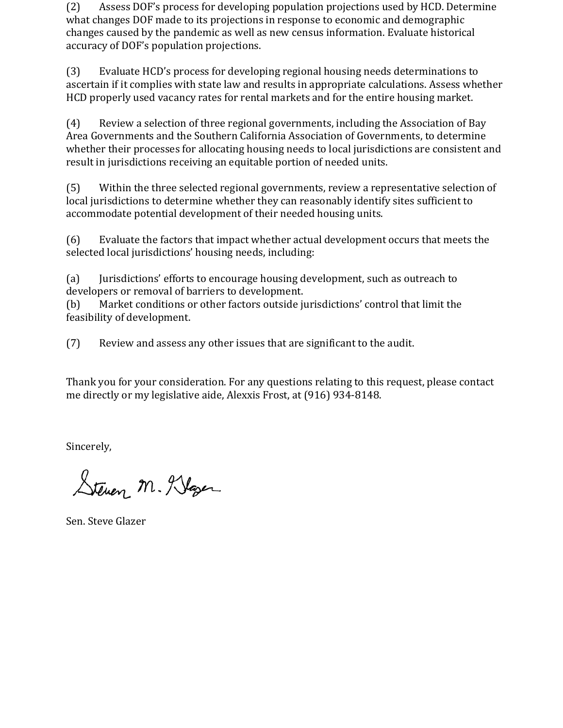(2) Assess DOF's process for developing population projections used by HCD. Determine what changes DOF made to its projections in response to economic and demographic changes caused by the pandemic as well as new census information. Evaluate historical accuracy of DOF's population projections.

(3) Evaluate HCD's process for developing regional housing needs determinations to ascertain if it complies with state law and results in appropriate calculations. Assess whether HCD properly used vacancy rates for rental markets and for the entire housing market.

(4) Review a selection of three regional governments, including the Association of Bay Area Governments and the Southern California Association of Governments, to determine whether their processes for allocating housing needs to local jurisdictions are consistent and result in jurisdictions receiving an equitable portion of needed units.

(5) Within the three selected regional governments, review a representative selection of local jurisdictions to determine whether they can reasonably identify sites sufficient to accommodate potential development of their needed housing units.

(6) Evaluate the factors that impact whether actual development occurs that meets the selected local jurisdictions' housing needs, including:

(a) Jurisdictions' efforts to encourage housing development, such as outreach to developers or removal of barriers to development.
(b) Market conditions or other factors outside jurisdictions' control that limit the feasibility of development.

(7) Review and assess any other issues that are significant to the audit.

Thank you for your consideration. For any questions relating to this request, please contact me directly or my legislative aide, Alexxis Frost, at (916) 934-8148.

Sincerely,

Steven M. Glazer

Sen. Steve Glazer